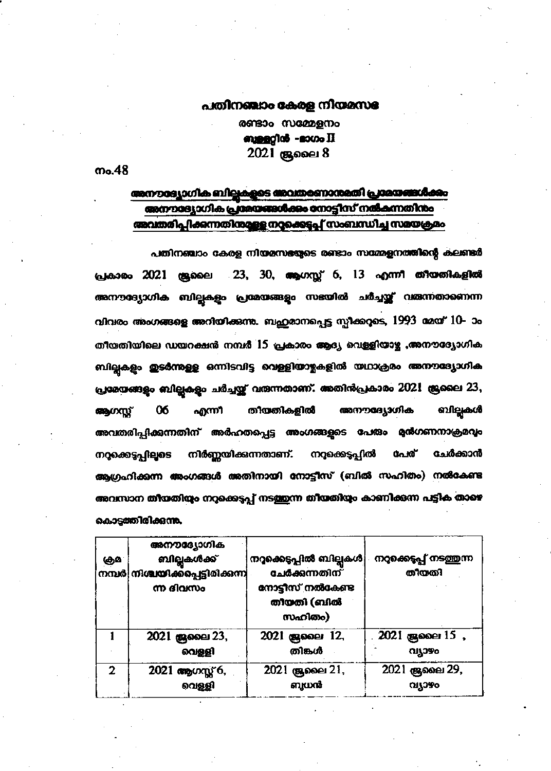# പതിനഞ്ചാം കേരള നിയമസഭ

## രണ്ടാം സമ്മേളനം

## ബുള്ളറ്റിൻ -ഭാഗം II

## 2021 ജൂലൈ 8

നം.48

**<u>അനൗദ്യോഗിക ബില്ലുകളുടെ അവതരണാനുമതി പ്രമേയങ്ങൾക്കും അനൗദ്യോഗിക പ്രമേയങ്ങൾക്കും നോട്ടീസ് നൽകുന്നതിനും അവതരിപ്പിക്കുന്നതിനുമുള്ള നറുക്കെടുപ്പ് സംബന്ധിച്ച സമയക്രമം</u>**

പതിനഞ്ചാം കേരള നിയമസഭയുടെ രണ്ടാം സമ്മേളനത്തിന്റെ കലണ്ടർ പ്രകാരം 2021 ജൂലൈ 23, 30, ആഗസ്റ്റ് 6, 13 എന്നീ തീയതികളിൽ അനൗദ്യോഗിക ബില്ലുകളും പ്രമേയങ്ങളും സഭയിൽ ചർച്ചയ്ക്ക് വരുന്നതാണെന്ന വിവരം അംഗങ്ങളെ അറിയിക്കുന്നു. ബഹുമാനപ്പെട്ട സ്പീക്കറുടെ, 1993 മെയ് 10- ാം തീയതിയിലെ ഡയറക്ഷൻ നമ്പർ 15 പ്രകാരം ആദ്യ വെള്ളിയാഴ്ച ,അനൗദ്യോഗിക ബില്ലുകളും തുടർന്നുള്ള ഒന്നിടവിട്ട വെള്ളിയാഴ്ചകളിൽ യഥാക്രമം അനൗദ്യോഗിക പ്രമേയങ്ങളും ബില്ലുകളും ചർച്ചയ്ക്ക് വരുന്നതാണ്. അതിൻപ്രകാരം 2021 ജൂലൈ 23, ആഗസ്റ്റ് 06 എന്നീ തീയതികളിൽ അനൗദ്യോഗിക ബില്ലുകൾ അവതരിപ്പിക്കുന്നതിന് അർഹതപ്പെട്ട അംഗങ്ങളുടെ പേരും മുൻഗണനാക്രമവും നറുക്കെടുപ്പിലൂടെ നിർണ്ണയിക്കുന്നതാണ്. നറുക്കെടുപ്പിൽ പേര് ചേർക്കാൻ ആഗ്രഹിക്കുന്ന അംഗങ്ങൾ അതിനായി നോട്ടീസ് (ബിൽ സഹിതം) നൽകേണ്ട അവസാന തീയതിയും നറുക്കെടുപ്പ് നടത്തുന്ന തീയതിയും കാണിക്കുന്ന പട്ടിക താഴെ കൊടുത്തിരിക്കുന്നു.

| ക്രമ നമ്പർ | അനൗദ്യോഗിക ബില്ലുകൾക്ക് നിശ്ചയിക്കപ്പെട്ടിരിക്കുന്ന ദിവസം | നറുക്കെടുപ്പിൽ ബില്ലുകൾ ചേർക്കുന്നതിന് നോട്ടീസ് നൽകേണ്ട തീയതി (ബിൽ സഹിതം) | നറുക്കെടുപ്പ് നടത്തുന്ന തീയതി |
|---|---|---|---|
| 1 | 2021 ജൂലൈ 23, വെള്ളി | 2021 ജൂലൈ 12, തിങ്കൾ | 2021 ജൂലൈ 15 , വ്യാഴം |
| 2 | 2021 ആഗസ്റ്റ് 6, വെള്ളി | 2021 ജൂലൈ 21, ബുധൻ | 2021 ജൂലൈ 29, വ്യാഴം |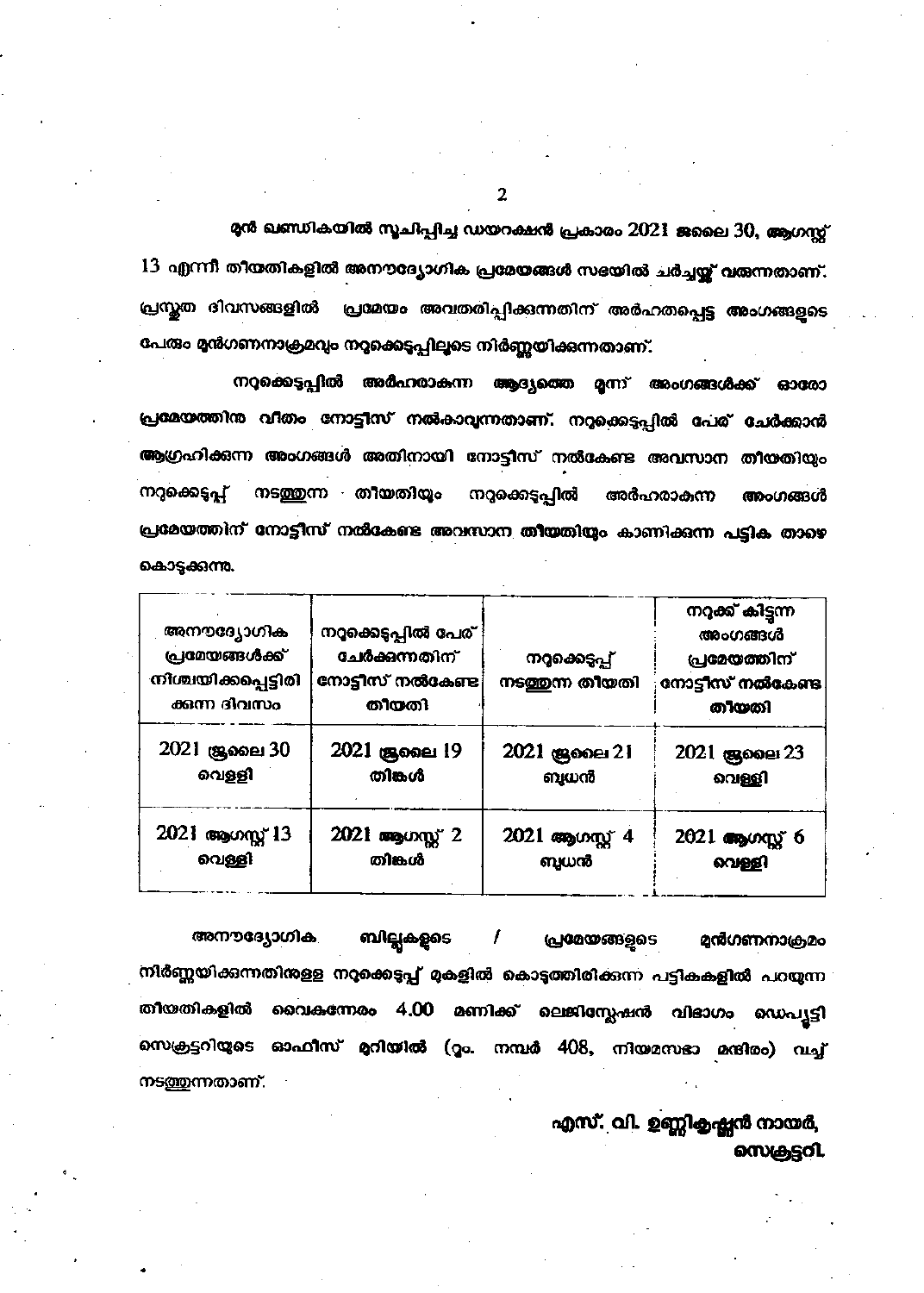മുൻ ഖണ്ഡികയിൽ സൂചിപ്പിച്ച ഡയറക്ഷൻ പ്രകാരം 2021 ജൂലൈ 30, ആഗസ്റ്റ് 13 എന്നീ തീയതികളിൽ അനൗദ്യോഗിക പ്രമേയങ്ങൾ സഭയിൽ ചർച്ചയ്ക്ക് വരുന്നതാണ്. പ്രസ്തുത ദിവസങ്ങളിൽ പ്രമേയം അവതരിപ്പിക്കുന്നതിന് അർഹതപ്പെട്ട അംഗങ്ങളുടെ പേരും മുൻഗണനാക്രമവും നറുക്കെടുപ്പിലൂടെ നിർണ്ണയിക്കുന്നതാണ്.

നറുക്കെടുപ്പിൽ അർഹരാകുന്ന ആദ്യത്തെ മൂന്ന് അംഗങ്ങൾക്ക് ഓരോ പ്രമേയത്തിനു വീതം നോട്ടീസ് നൽകാവുന്നതാണ്. നറുക്കെടുപ്പിൽ പേര് ചേർക്കാൻ ആഗ്രഹിക്കുന്ന അംഗങ്ങൾ അതിനായി നോട്ടീസ് നൽകേണ്ട അവസാന തീയതിയും നറുക്കെടുപ്പ് നടത്തുന്ന തീയതിയും നറുക്കെടുപ്പിൽ അർഹരാകുന്ന അംഗങ്ങൾ പ്രമേയത്തിന് നോട്ടീസ് നൽകേണ്ട അവസാന തീയതിയും കാണിക്കുന്ന പട്ടിക താഴെ കൊടുക്കുന്നു.

| അനൗദ്യോഗിക പ്രമേയങ്ങൾക്ക് നിശ്ചയിക്കപ്പെട്ടിരിക്കുന്ന ദിവസം | നറുക്കെടുപ്പിൽ പേര് ചേർക്കുന്നതിന് നോട്ടീസ് നൽകേണ്ട തീയതി | നറുക്കെടുപ്പ് നടത്തുന്ന തീയതി | നറുക്ക് കിട്ടുന്ന അംഗങ്ങൾ പ്രമേയത്തിന് നോട്ടീസ് നൽകേണ്ട തീയതി |
|---|---|---|---|
| 2021 ജൂലൈ 30 വെള്ളി | 2021 ജൂലൈ 19 തിങ്കൾ | 2021 ജൂലൈ 21 ബുധൻ | 2021 ജൂലൈ 23 വെള്ളി |
| 2021 ആഗസ്റ്റ് 13 വെള്ളി | 2021 ആഗസ്റ്റ് 2 തിങ്കൾ | 2021 ആഗസ്റ്റ് 4 ബുധൻ | 2021 ആഗസ്റ്റ് 6 വെള്ളി |

അനൗദ്യോഗിക ബില്ലുകളുടെ / പ്രമേയങ്ങളുടെ മുൻഗണനാക്രമം നിർണ്ണയിക്കുന്നതിനുള്ള നറുക്കെടുപ്പ് മുകളിൽ കൊടുത്തിരിക്കുന്ന പട്ടികകളിൽ പറയുന്ന തീയതികളിൽ വൈകുന്നേരം 4.00 മണിക്ക് ലെജിസ്ലേഷൻ വിഭാഗം ഡെപ്യൂട്ടി സെക്രട്ടറിയുടെ ഓഫീസ് മുറിയിൽ (റൂം. നമ്പർ 408, നിയമസഭാ മന്ദിരം) വച്ച് നടത്തുന്നതാണ്.

എസ്. വി. ഉണ്ണികൃഷ്ണൻ നായർ,
സെക്രട്ടറി.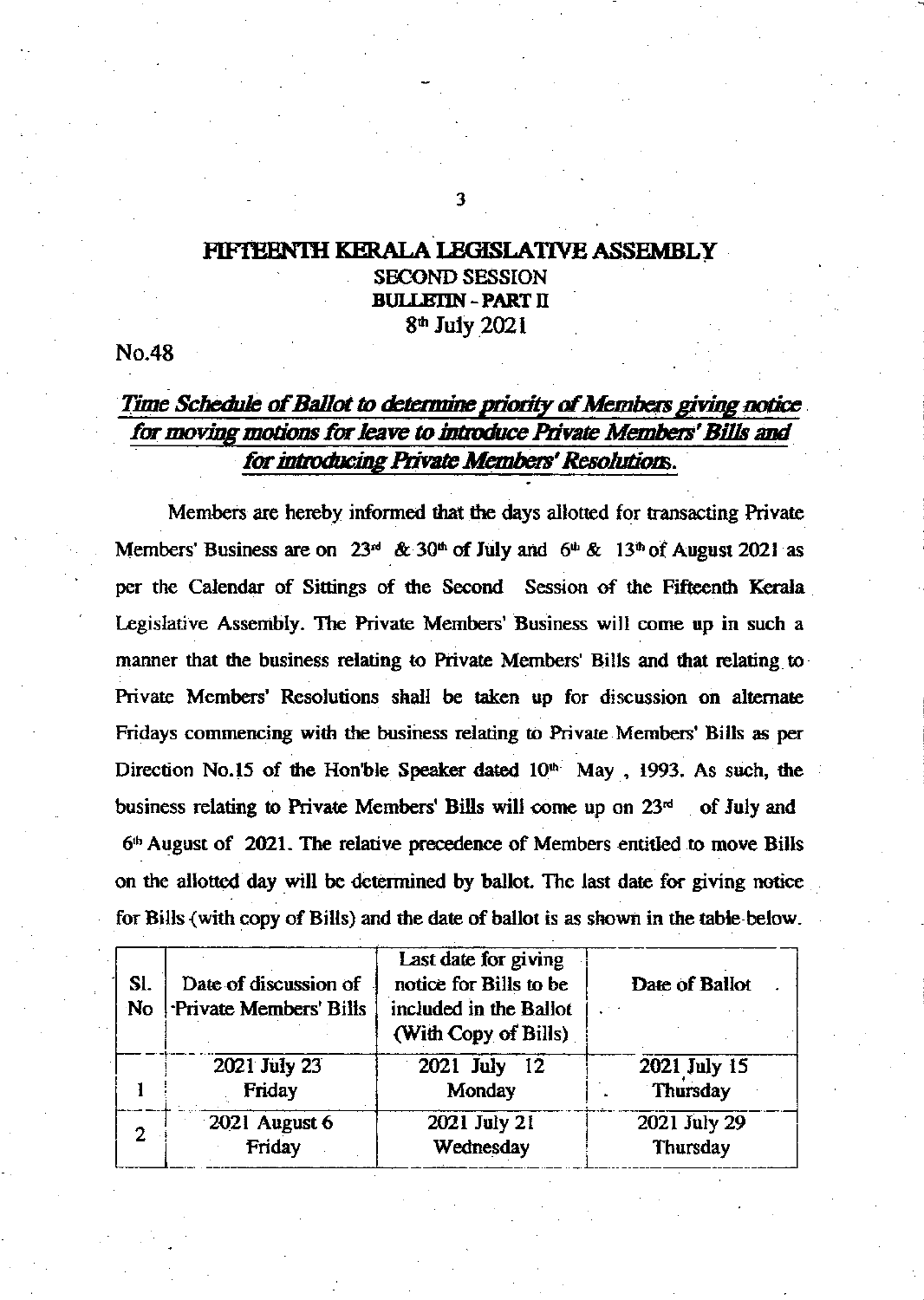# FIFTEENTH KERALA LEGISLATIVE ASSEMBLY

## SECOND SESSION

## BULLETIN - PART II

8th July 2021

No.48

***Time Schedule of Ballot to determine priority of Members giving notice for moving motions for leave to introduce Private Members' Bills and for introducing Private Members' Resolutions.***

Members are hereby informed that the days allotted for transacting Private Members' Business are on 23rd & 30th of July and 6th & 13th of August 2021 as per the Calendar of Sittings of the Second Session of the Fifteenth Kerala Legislative Assembly. The Private Members' Business will come up in such a manner that the business relating to Private Members' Bills and that relating to Private Members' Resolutions shall be taken up for discussion on alternate Fridays commencing with the business relating to Private Members' Bills as per Direction No.15 of the Hon'ble Speaker dated 10th May , 1993. As such, the business relating to Private Members' Bills will come up on 23rd of July and 6th August of 2021. The relative precedence of Members entitled to move Bills on the allotted day will be determined by ballot. The last date for giving notice for Bills (with copy of Bills) and the date of ballot is as shown in the table below.

| Sl. No | Date of discussion of Private Members' Bills | Last date for giving notice for Bills to be included in the Ballot (With Copy of Bills) | Date of Ballot |
|---|---|---|---|
| 1 | 2021 July 23 Friday | 2021 July 12 Monday | 2021 July 15 Thursday |
| 2 | 2021 August 6 Friday | 2021 July 21 Wednesday | 2021 July 29 Thursday |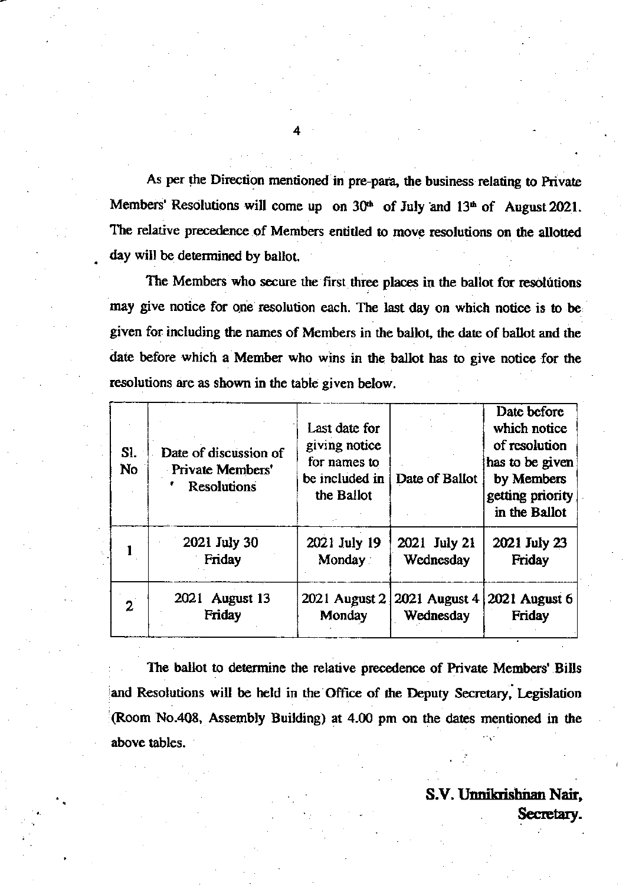As per the Direction mentioned in pre-para, the business relating to Private Members' Resolutions will come up on 30th of July and 13th of August 2021. The relative precedence of Members entitled to move resolutions on the allotted day will be determined by ballot.

The Members who secure the first three places in the ballot for resolutions may give notice for one resolution each. The last day on which notice is to be given for including the names of Members in the ballot, the date of ballot and the date before which a Member who wins in the ballot has to give notice for the resolutions are as shown in the table given below.

| Sl. No | Date of discussion of Private Members' Resolutions | Last date for giving notice for names to be included in the Ballot | Date of Ballot | Date before which notice of resolution has to be given by Members getting priority in the Ballot |
|---|---|---|---|---|
| 1 | 2021 July 30 Friday | 2021 July 19 Monday | 2021 July 21 Wednesday | 2021 July 23 Friday |
| 2 | 2021 August 13 Friday | 2021 August 2 Monday | 2021 August 4 Wednesday | 2021 August 6 Friday |

The ballot to determine the relative precedence of Private Members' Bills and Resolutions will be held in the Office of the Deputy Secretary, Legislation (Room No.408, Assembly Building) at 4.00 pm on the dates mentioned in the above tables.

**S.V. Unnikrishnan Nair,**
**Secretary.**